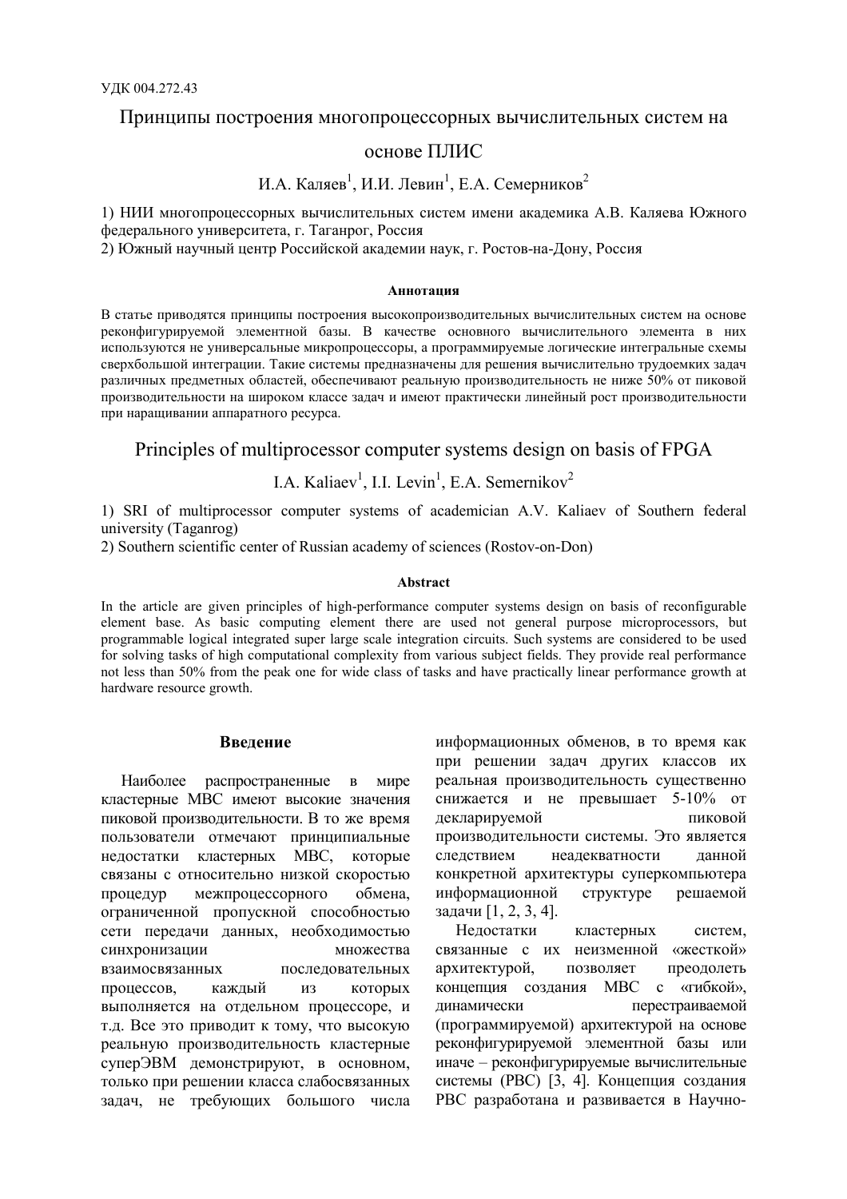УДК 004.272.43

# Принципы построения многопроцессорных вычислительных систем на основе ПЛИС

И.А. Каляев[1], И.И. Левин[1], Е.А. Семерников[2]

1) НИИ многопроцессорных вычислительных систем имени академика А.В. Каляева Южного федерального университета, г. Таганрог, Россия
2) Южный научный центр Российской академии наук, г. Ростов-на-Дону, Россия

#### Аннотация

В статье приводятся принципы построения высокопроизводительных вычислительных систем на основе реконфигурируемой элементной базы. В качестве основного вычислительного элемента в них используются не универсальные микропроцессоры, а программируемые логические интегральные схемы сверхбольшой интеграции. Такие системы предназначены для решения вычислительно трудоемких задач различных предметных областей, обеспечивают реальную производительность не ниже 50% от пиковой производительности на широком классе задач и имеют практически линейный рост производительности при наращивании аппаратного ресурса.

# Principles of multiprocessor computer systems design on basis of FPGA

I.A. Kaliaev[1], I.I. Levin[1], E.A. Semernikov[2]

1) SRI of multiprocessor computer systems of academician A.V. Kaliaev of Southern federal university (Taganrog)
2) Southern scientific center of Russian academy of sciences (Rostov-on-Don)

#### Abstract

In the article are given principles of high-performance computer systems design on basis of reconfigurable element base. As basic computing element there are used not general purpose microprocessors, but programmable logical integrated super large scale integration circuits. Such systems are considered to be used for solving tasks of high computational complexity from various subject fields. They provide real performance not less than 50% from the peak one for wide class of tasks and have practically linear performance growth at hardware resource growth.

## Введение

Наиболее распространенные в мире кластерные МВС имеют высокие значения пиковой производительности. В то же время пользователи отмечают принципиальные недостатки кластерных МВС, которые связаны с относительно низкой скоростью процедур межпроцессорного обмена, ограниченной пропускной способностью сети передачи данных, необходимостью синхронизации множества взаимосвязанных последовательных процессов, каждый из которых выполняется на отдельном процессоре, и т.д. Все это приводит к тому, что высокую реальную производительность кластерные суперЭВМ демонстрируют, в основном, только при решении класса слабосвязанных задач, не требующих большого числа информационных обменов, в то время как при решении задач других классов их реальная производительность существенно снижается и не превышает 5-10% от декларируемой пиковой производительности системы. Это является следствием неадекватности данной конкретной архитектуры суперкомпьютера информационной структуре решаемой задачи [1, 2, 3, 4].

Недостатки кластерных систем, связанные с их неизменной «жесткой» архитектурой, позволяет преодолеть концепция создания МВС с «гибкой», динамически перестраиваемой (программируемой) архитектурой на основе реконфигурируемой элементной базы или иначе – реконфигурируемые вычислительные системы (РВС) [3, 4]. Концепция создания РВС разработана и развивается в Научно-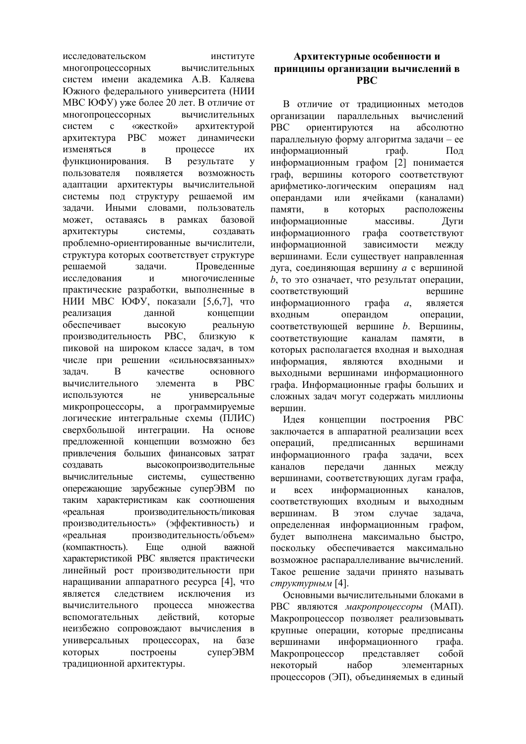исследовательском институте многопроцессорных вычислительных систем имени академика А.В. Каляева Южного федерального университета (НИИ МВС ЮФУ) уже более 20 лет. В отличие от многопроцессорных вычислительных систем с «жесткой» архитектурой архитектура РВС может динамически изменяться в процессе их функционирования. В результате у пользователя появляется возможность адаптации архитектуры вычислительной системы под структуру решаемой им задачи. Иными словами, пользователь может, оставаясь в рамках базовой архитектуры системы, создавать проблемно-ориентированные вычислители, структура которых соответствует структуре решаемой задачи. Проведенные исследования и многочисленные практические разработки, выполненные в НИИ МВС ЮФУ, показали [5,6,7], что реализация данной концепции обеспечивает высокую реальную производительность РВС, близкую к пиковой на широком классе задач, в том числе при решении «сильносвязанных» задач. В качестве основного вычислительного элемента в РВС используются не универсальные микропроцессоры, а программируемые логические интегральные схемы (ПЛИС) сверхбольшой интеграции. На основе предложенной концепции возможно без привлечения больших финансовых затрат создавать высокопроизводительные вычислительные системы, существенно опережающие зарубежные суперЭВМ по таким характеристикам как соотношения «реальная производительность/пиковая производительность» (эффективность) и «реальная производительность/объем» (компактность). Еще одной важной характеристикой РВС является практически линейный рост производительности при наращивании аппаратного ресурса [4], что является следствием исключения из вычислительного процесса множества вспомогательных действий, которые неизбежно сопровождают вычисления в универсальных процессорах, на базе которых построены суперЭВМ традиционной архитектуры.

## Архитектурные особенности и принципы организации вычислений в РВС

В отличие от традиционных методов организации параллельных вычислений РВС ориентируются на абсолютно параллельную форму алгоритма задачи – ее информационный граф. Под информационным графом [2] понимается граф, вершины которого соответствуют арифметико-логическим операциям над операндами или ячейками (каналами) памяти, в которых расположены информационные массивы. Дуги информационного графа соответствуют информационной зависимости между вершинами. Если существует направленная дуга, соединяющая вершину $a$ с вершиной $b$, то это означает, что результат операции, соответствующий вершине информационного графа $a$, является входным операндом операции, соответствующей вершине $b$. Вершины, соответствующие каналам памяти, в которых располагается входная и выходная информация, являются входными и выходными вершинами информационного графа. Информационные графы больших и сложных задач могут содержать миллионы вершин.

Идея концепции построения РВС заключается в аппаратной реализации всех операций, предписанных вершинами информационного графа задачи, всех каналов передачи данных между вершинами, соответствующих дугам графа, и всех информационных каналов, соответствующих входным и выходным вершинам. В этом случае задача, определенная информационным графом, будет выполнена максимально быстро, поскольку обеспечивается максимально возможное распараллеливание вычислений. Такое решение задачи принято называть *структурным* [4].

Основными вычислительными блоками в РВС являются *макропроцессоры* (МАП). Макропроцессор позволяет реализовывать крупные операции, которые предписаны вершинами информационного графа. Макропроцессор представляет собой некоторый набор элементарных процессоров (ЭП), объединяемых в единый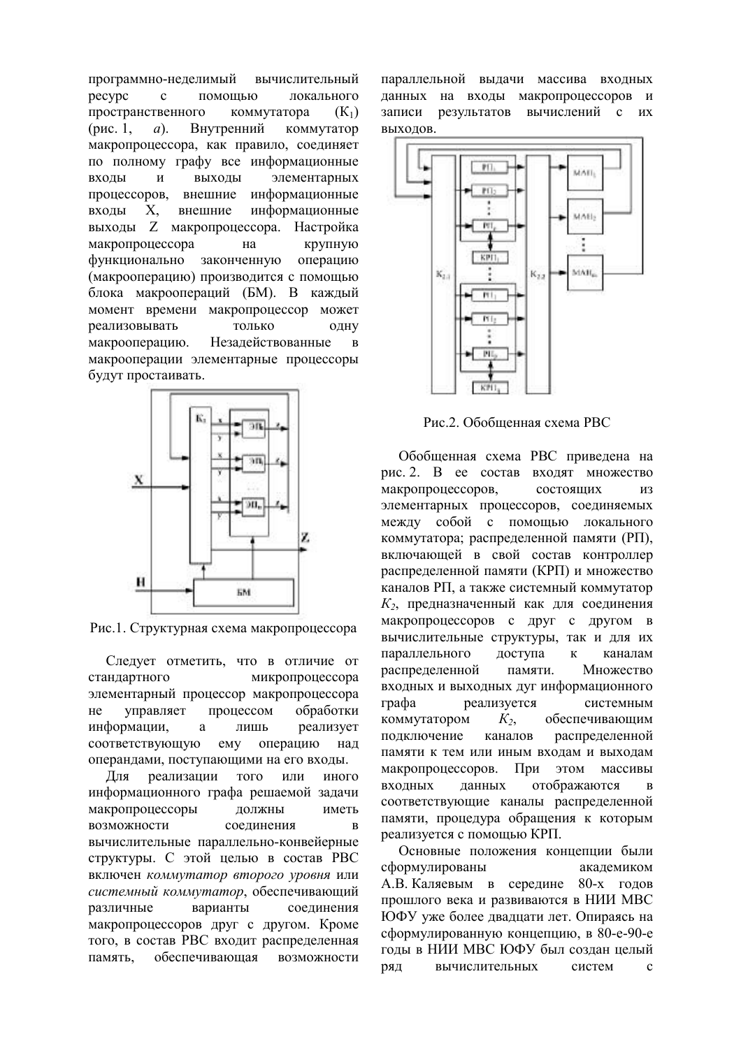программно-неделимый вычислительный ресурс с помощью локального пространственного коммутатора ($K_1$) (рис. 1, *а*). Внутренний коммутатор макропроцессора, как правило, соединяет по полному графу все информационные входы и выходы элементарных процессоров, внешние информационные входы X, внешние информационные выходы Z макропроцессора. Настройка макропроцессора на крупную функционально законченную операцию (макрооперацию) производится с помощью блока макроопераций (БМ). В каждый момент времени макропроцессор может реализовывать только одну макрооперацию. Незадействованные в макрооперации элементарные процессоры будут простаивать.

Рис.1. Структурная схема макропроцессора

Следует отметить, что в отличие от стандартного микропроцессора элементарный процессор макропроцессора не управляет процессом обработки информации, а лишь реализует соответствующую ему операцию над операндами, поступающими на его входы.

Для реализации того или иного информационного графа решаемой задачи макропроцессоры должны иметь возможности соединения в вычислительные параллельно-конвейерные структуры. С этой целью в состав РВС включен *коммутатор второго уровня* или *системный коммутатор*, обеспечивающий различные варианты соединения макропроцессоров друг с другом. Кроме того, в состав РВС входит распределенная память, обеспечивающая возможности параллельной выдачи массива входных данных на входы макропроцессоров и записи результатов вычислений с их выходов.

Рис.2. Обобщенная схема РВС

Обобщенная схема РВС приведена на рис. 2. В ее состав входят множество макропроцессоров, состоящих из элементарных процессоров, соединяемых между собой с помощью локального коммутатора; распределенной памяти (РП), включающей в свой состав контроллер распределенной памяти (КРП) и множество каналов РП, а также системный коммутатор $K_2$, предназначенный как для соединения макропроцессоров с друг с другом в вычислительные структуры, так и для их параллельного доступа к каналам распределенной памяти. Множество входных и выходных дуг информационного графа реализуется системным коммутатором $K_2$, обеспечивающим подключение каналов распределенной памяти к тем или иным входам и выходам макропроцессоров. При этом массивы входных данных отображаются в соответствующие каналы распределенной памяти, процедура обращения к которым реализуется с помощью КРП.

Основные положения концепции были сформулированы академиком А.В. Каляевым в середине 80-х годов прошлого века и развиваются в НИИ МВС ЮФУ уже более двадцати лет. Опираясь на сформулированную концепцию, в 80-е-90-е годы в НИИ МВС ЮФУ был создан целый ряд вычислительных систем с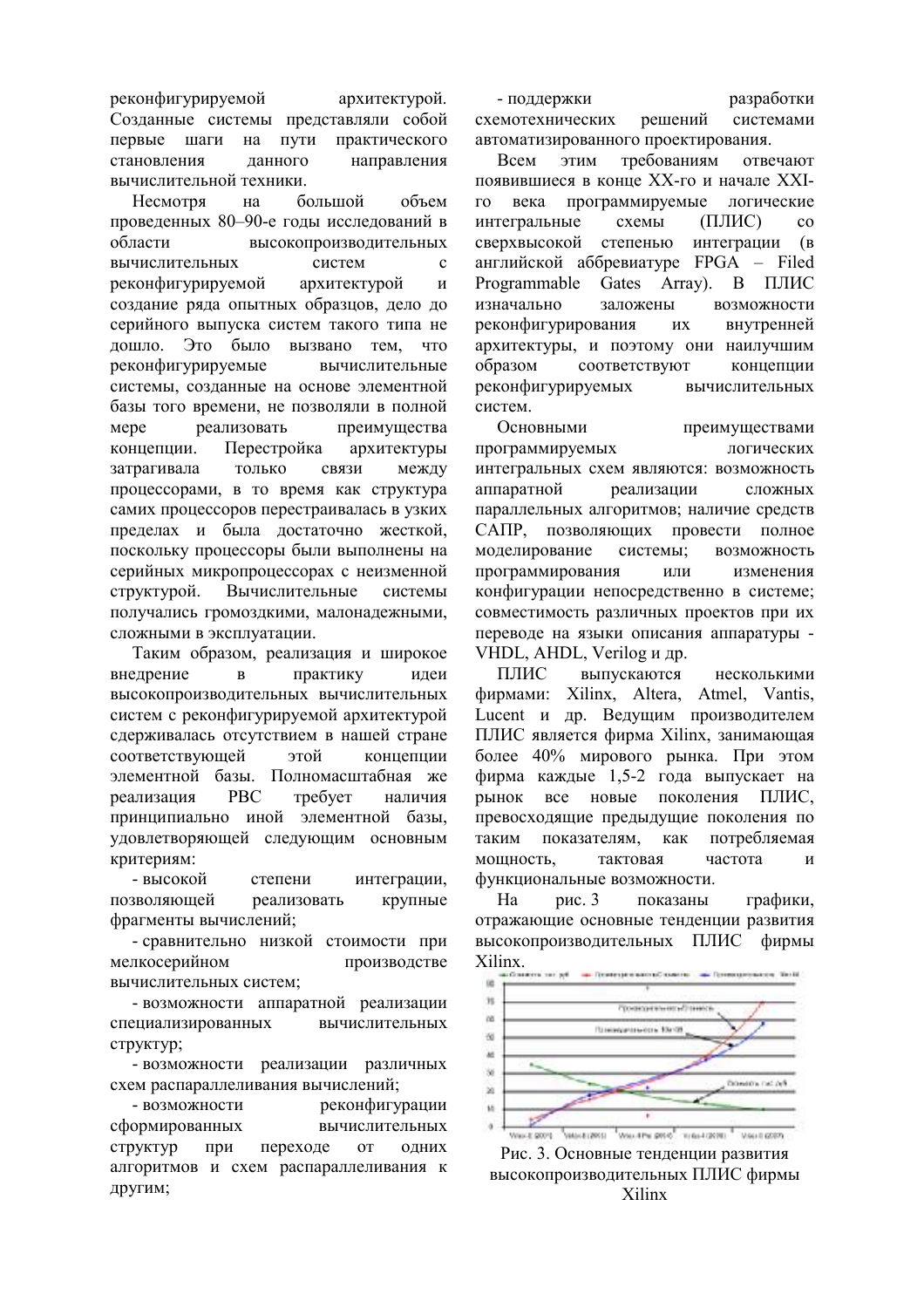реконфигурируемой архитектурой. Созданные системы представляли собой первые шаги на пути практического становления данного направления вычислительной техники.

Несмотря на большой объем проведенных 80–90-е годы исследований в области высокопроизводительных вычислительных систем с реконфигурируемой архитектурой и создание ряда опытных образцов, дело до серийного выпуска систем такого типа не дошло. Это было вызвано тем, что реконфигурируемые вычислительные системы, созданные на основе элементной базы того времени, не позволяли в полной мере реализовать преимущества концепции. Перестройка архитектуры затрагивала только связи между процессорами, в то время как структура самих процессоров перестраивалась в узких пределах и была достаточно жесткой, поскольку процессоры были выполнены на серийных микропроцессорах с неизменной структурой. Вычислительные системы получались громоздкими, малонадежными, сложными в эксплуатации.

Таким образом, реализация и широкое внедрение в практику идеи высокопроизводительных вычислительных систем с реконфигурируемой архитектурой сдерживалась отсутствием в нашей стране соответствующей этой концепции элементной базы. Полномасштабная же реализация РВС требует наличия принципиально иной элементной базы, удовлетворяющей следующим основным критериям:

- высокой степени интеграции, позволяющей реализовать крупные фрагменты вычислений;
- сравнительно низкой стоимости при мелкосерийном производстве вычислительных систем;
- возможности аппаратной реализации специализированных вычислительных структур;
- возможности реализации различных схем распараллеливания вычислений;
- возможности реконфигурации сформированных вычислительных структур при переходе от одних алгоритмов и схем распараллеливания к другим;
- поддержки разработки схемотехнических решений системами автоматизированного проектирования.

Всем этим требованиям отвечают появившиеся в конце XX-го и начале XXI-го века программируемые логические интегральные схемы (ПЛИС) со сверхвысокой степенью интеграции (в английской аббревиатуре FPGA – Filed Programmable Gates Array). В ПЛИС изначально заложены возможности реконфигурирования их внутренней архитектуры, и поэтому они наилучшим образом соответствуют концепции реконфигурируемых вычислительных систем.

Основными преимуществами программируемых логических интегральных схем являются: возможность аппаратной реализации сложных параллельных алгоритмов; наличие средств САПР, позволяющих провести полное моделирование системы; возможность программирования или изменения конфигурации непосредственно в системе; совместимость различных проектов при их переводе на языки описания аппаратуры - VHDL, AHDL, Verilog и др.

ПЛИС выпускаются несколькими фирмами: Xilinx, Altera, Atmel, Vantis, Lucent и др. Ведущим производителем ПЛИС является фирма Xilinx, занимающая более 40% мирового рынка. При этом фирма каждые 1,5-2 года выпускает на рынок все новые поколения ПЛИС, превосходящие предыдущие поколения по таким показателям, как потребляемая мощность, тактовая частота и функциональные возможности.

На рис. 3 показаны графики, отражающие основные тенденции развития высокопроизводительных ПЛИС фирмы Xilinx.

Рис. 3. Основные тенденции развития высокопроизводительных ПЛИС фирмы Xilinx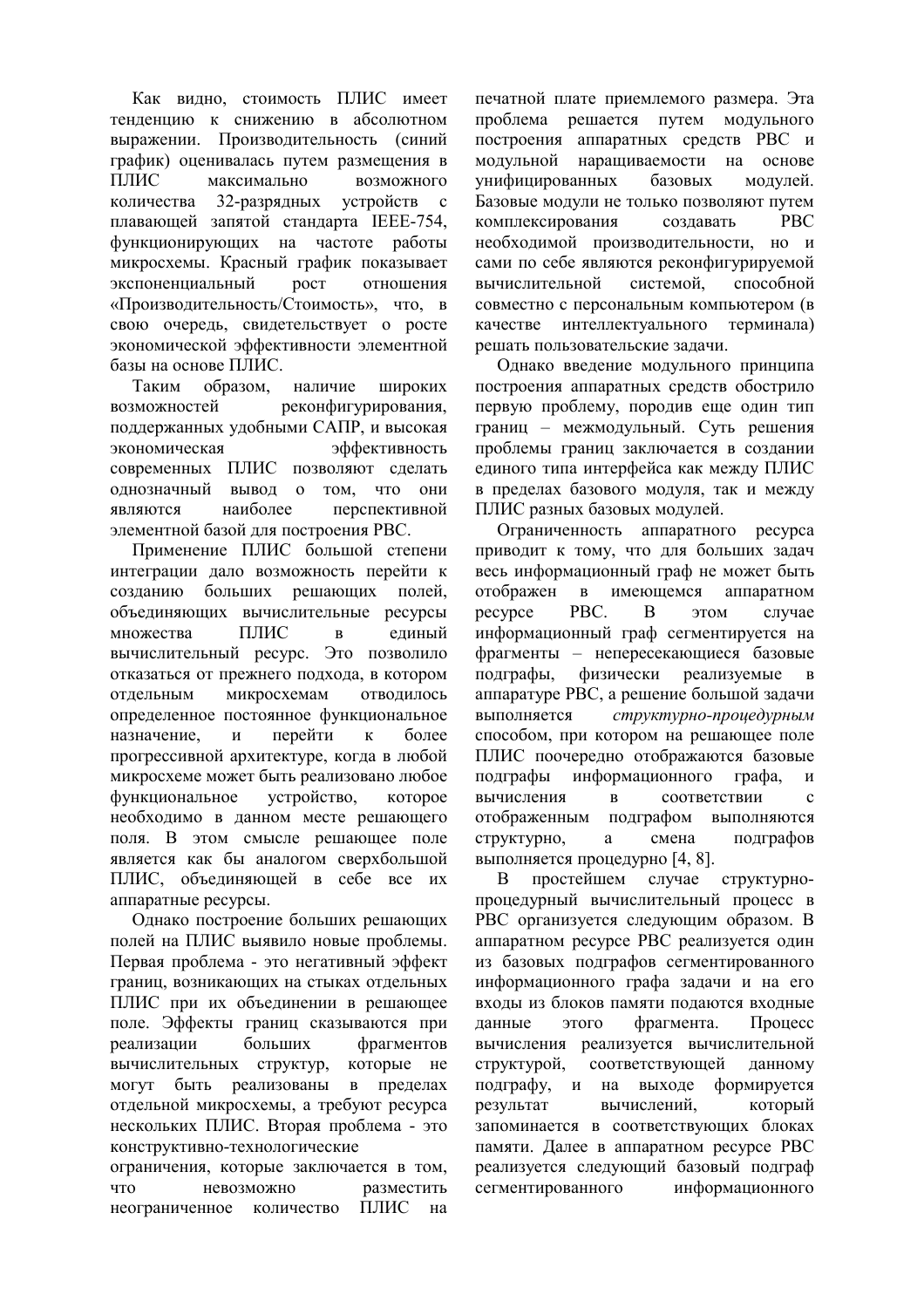Как видно, стоимость ПЛИС имеет тенденцию к снижению в абсолютном выражении. Производительность (синий график) оценивалась путем размещения в ПЛИС максимально возможного количества 32-разрядных устройств с плавающей запятой стандарта IEEE-754, функционирующих на частоте работы микросхемы. Красный график показывает экспоненциальный рост отношения «Производительность/Стоимость», что, в свою очередь, свидетельствует о росте экономической эффективности элементной базы на основе ПЛИС.

Таким образом, наличие широких возможностей реконфигурирования, поддержанных удобными САПР, и высокая экономическая эффективность современных ПЛИС позволяют сделать однозначный вывод о том, что они являются наиболее перспективной элементной базой для построения РВС.

Применение ПЛИС большой степени интеграции дало возможность перейти к созданию больших решающих полей, объединяющих вычислительные ресурсы множества ПЛИС в единый вычислительный ресурс. Это позволило отказаться от прежнего подхода, в котором отдельным микросхемам отводилось определенное постоянное функциональное назначение, и перейти к более прогрессивной архитектуре, когда в любой микросхеме может быть реализовано любое функциональное устройство, которое необходимо в данном месте решающего поля. В этом смысле решающее поле является как бы аналогом сверхбольшой ПЛИС, объединяющей в себе все их аппаратные ресурсы.

Однако построение больших решающих полей на ПЛИС выявило новые проблемы. Первая проблема - это негативный эффект границ, возникающих на стыках отдельных ПЛИС при их объединении в решающее поле. Эффекты границ сказываются при реализации больших фрагментов вычислительных структур, которые не могут быть реализованы в пределах отдельной микросхемы, а требуют ресурса нескольких ПЛИС. Вторая проблема - это конструктивно-технологические ограничения, которые заключается в том, что невозможно разместить неограниченное количество ПЛИС на печатной плате приемлемого размера. Эта проблема решается путем модульного построения аппаратных средств РВС и модульной наращиваемости на основе унифицированных базовых модулей. Базовые модули не только позволяют путем комплексирования создавать РВС необходимой производительности, но и сами по себе являются реконфигурируемой вычислительной системой, способной совместно с персональным компьютером (в качестве интеллектуального терминала) решать пользовательские задачи.

Однако введение модульного принципа построения аппаратных средств обострило первую проблему, породив еще один тип границ – межмодульный. Суть решения проблемы границ заключается в создании единого типа интерфейса как между ПЛИС в пределах базового модуля, так и между ПЛИС разных базовых модулей.

Ограниченность аппаратного ресурса приводит к тому, что для больших задач весь информационный граф не может быть отображен в имеющемся аппаратном ресурсе РВС. В этом случае информационный граф сегментируется на фрагменты – непересекающиеся базовые подграфы, физически реализуемые в аппаратуре РВС, а решение большой задачи выполняется *структурно-процедурным* способом, при котором на решающее поле ПЛИС поочередно отображаются базовые подграфы информационного графа, и вычисления в соответствии с отображенным подграфом выполняются структурно, а смена подграфов выполняется процедурно [4, 8].

В простейшем случае структурно-процедурный вычислительный процесс в РВС организуется следующим образом. В аппаратном ресурсе РВС реализуется один из базовых подграфов сегментированного информационного графа задачи и на его входы из блоков памяти подаются входные данные этого фрагмента. Процесс вычисления реализуется вычислительной структурой, соответствующей данному подграфу, и на выходе формируется результат вычислений, который запоминается в соответствующих блоках памяти. Далее в аппаратном ресурсе РВС реализуется следующий базовый подграф сегментированного информационного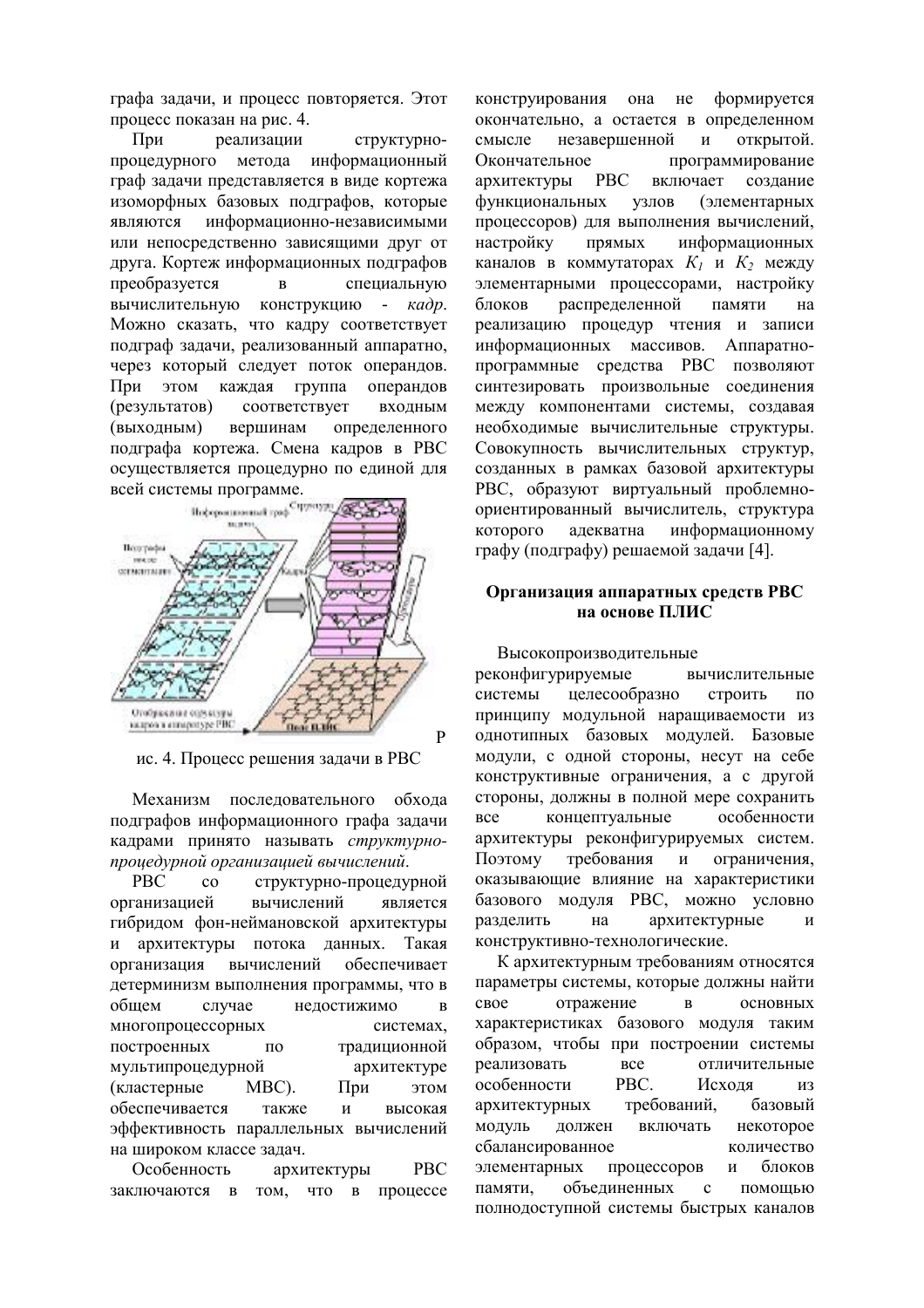графа задачи, и процесс повторяется. Этот процесс показан на рис. 4.

При реализации структурно-процедурного метода информационный граф задачи представляется в виде кортежа изоморфных базовых подграфов, которые являются информационно-независимыми или непосредственно зависящими друг от друга. Кортеж информационных подграфов преобразуется в специальную вычислительную конструкцию - *кадр*. Можно сказать, что кадру соответствует подграф задачи, реализованный аппаратно, через который следует поток операндов. При этом каждая группа операндов (результатов) соответствует входным (выходным) вершинам определенного подграфа кортежа. Смена кадров в РВС осуществляется процедурно по единой для всей системы программе.

Рис. 4. Процесс решения задачи в РВС

Механизм последовательного обхода подграфов информационного графа задачи кадрами принято называть *структурно-процедурной организацией вычислений*.

РВС со структурно-процедурной организацией вычислений является гибридом фон-неймановской архитектуры и архитектуры потока данных. Такая организация вычислений обеспечивает детерминизм выполнения программы, что в общем случае недостижимо в многопроцессорных системах, построенных по традиционной мультипроцедурной архитектуре (кластерные МВС). При этом обеспечивается также и высокая эффективность параллельных вычислений на широком классе задач.

Особенность архитектуры РВС заключаются в том, что в процессе конструирования она не формируется окончательно, а остается в определенном смысле незавершенной и открытой. Окончательное программирование архитектуры РВС включает создание функциональных узлов (элементарных процессоров) для выполнения вычислений, настройку прямых информационных каналов в коммутаторах $K_1$ и $K_2$ между элементарными процессорами, настройку блоков распределенной памяти на реализацию процедур чтения и записи информационных массивов. Аппаратно-программные средства РВС позволяют синтезировать произвольные соединения между компонентами системы, создавая необходимые вычислительные структуры. Совокупность вычислительных структур, созданных в рамках базовой архитектуры РВС, образуют виртуальный проблемно-ориентированный вычислитель, структура которого адекватна информационному графу (подграфу) решаемой задачи [4].

## Организация аппаратных средств РВС на основе ПЛИС

Высокопроизводительные реконфигурируемые вычислительные системы целесообразно строить по принципу модульной наращиваемости из однотипных базовых модулей. Базовые модули, с одной стороны, несут на себе конструктивные ограничения, а с другой стороны, должны в полной мере сохранить все концептуальные особенности архитектуры реконфигурируемых систем. Поэтому требования и ограничения, оказывающие влияние на характеристики базового модуля РВС, можно условно разделить на архитектурные и конструктивно-технологические.

К архитектурным требованиям относятся параметры системы, которые должны найти свое отражение в основных характеристиках базового модуля таким образом, чтобы при построении системы реализовать все отличительные особенности РВС. Исходя из архитектурных требований, базовый модуль должен включать некоторое сбалансированное количество элементарных процессоров и блоков памяти, объединенных с помощью полнодоступной системы быстрых каналов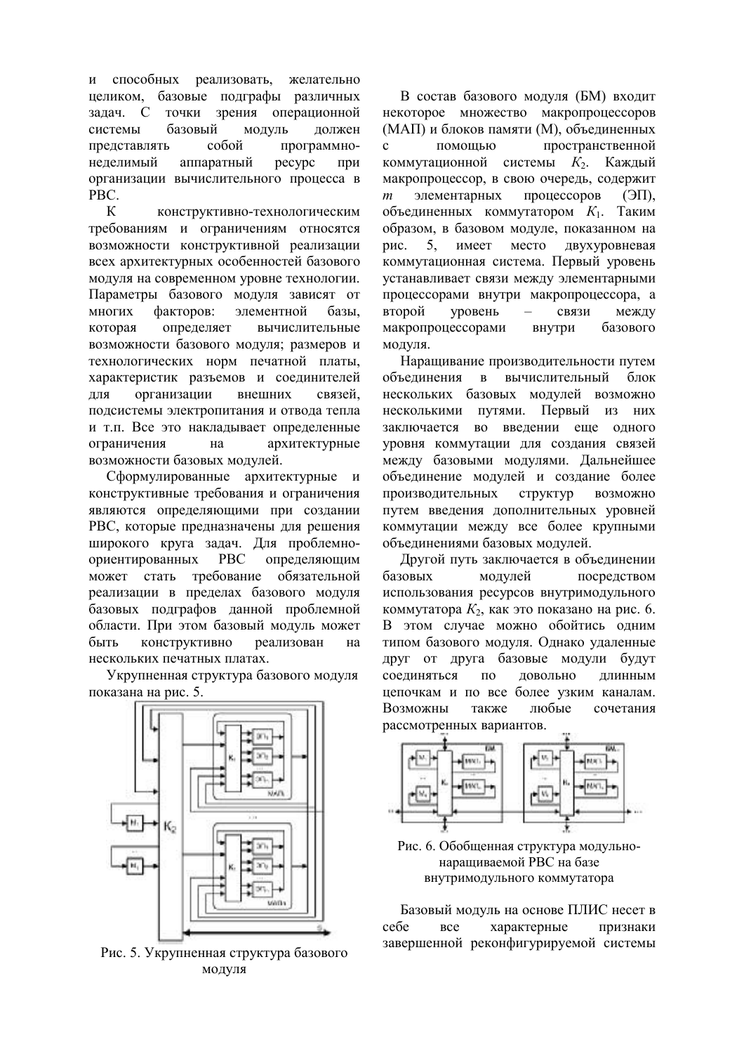и способных реализовать, желательно целиком, базовые подграфы различных задач. С точки зрения операционной системы базовый модуль должен представлять собой программно-неделимый аппаратный ресурс при организации вычислительного процесса в РВС.

К конструктивно-технологическим требованиям и ограничениям относятся возможности конструктивной реализации всех архитектурных особенностей базового модуля на современном уровне технологии. Параметры базового модуля зависят от многих факторов: элементной базы, которая определяет вычислительные возможности базового модуля; размеров и технологических норм печатной платы, характеристик разъемов и соединителей для организации внешних связей, подсистемы электропитания и отвода тепла и т.п. Все это накладывает определенные ограничения на архитектурные возможности базовых модулей.

Сформулированные архитектурные и конструктивные требования и ограничения являются определяющими при создании РВС, которые предназначены для решения широкого круга задач. Для проблемно-ориентированных РВС определяющим может стать требование обязательной реализации в пределах базового модуля базовых подграфов данной проблемной области. При этом базовый модуль может быть конструктивно реализован на нескольких печатных платах.

Укрупненная структура базового модуля показана на рис. 5.

Рис. 5. Укрупненная структура базового модуля

В состав базового модуля (БМ) входит некоторое множество макропроцессоров (МАП) и блоков памяти (М), объединенных с помощью пространственной коммутационной системы $K_2$. Каждый макропроцессор, в свою очередь, содержит $m$ элементарных процессоров (ЭП), объединенных коммутатором $K_1$. Таким образом, в базовом модуле, показанном на рис. 5, имеет место двухуровневая коммутационная система. Первый уровень устанавливает связи между элементарными процессорами внутри макропроцессора, а второй уровень – связи между макропроцессорами внутри базового модуля.

Наращивание производительности путем объединения в вычислительный блок нескольких базовых модулей возможно несколькими путями. Первый из них заключается во введении еще одного уровня коммутации для создания связей между базовыми модулями. Дальнейшее объединение модулей и создание более производительных структур возможно путем введения дополнительных уровней коммутации между все более крупными объединениями базовых модулей.

Другой путь заключается в объединении базовых модулей посредством использования ресурсов внутримодульного коммутатора $K_2$, как это показано на рис. 6. В этом случае можно обойтись одним типом базового модуля. Однако удаленные друг от друга базовые модули будут соединяться по довольно длинным цепочкам и по все более узким каналам. Возможны также любые сочетания рассмотренных вариантов.

Рис. 6. Обобщенная структура модульно-наращиваемой РВС на базе внутримодульного коммутатора

Базовый модуль на основе ПЛИС несет в себе все характерные признаки завершенной реконфигурируемой системы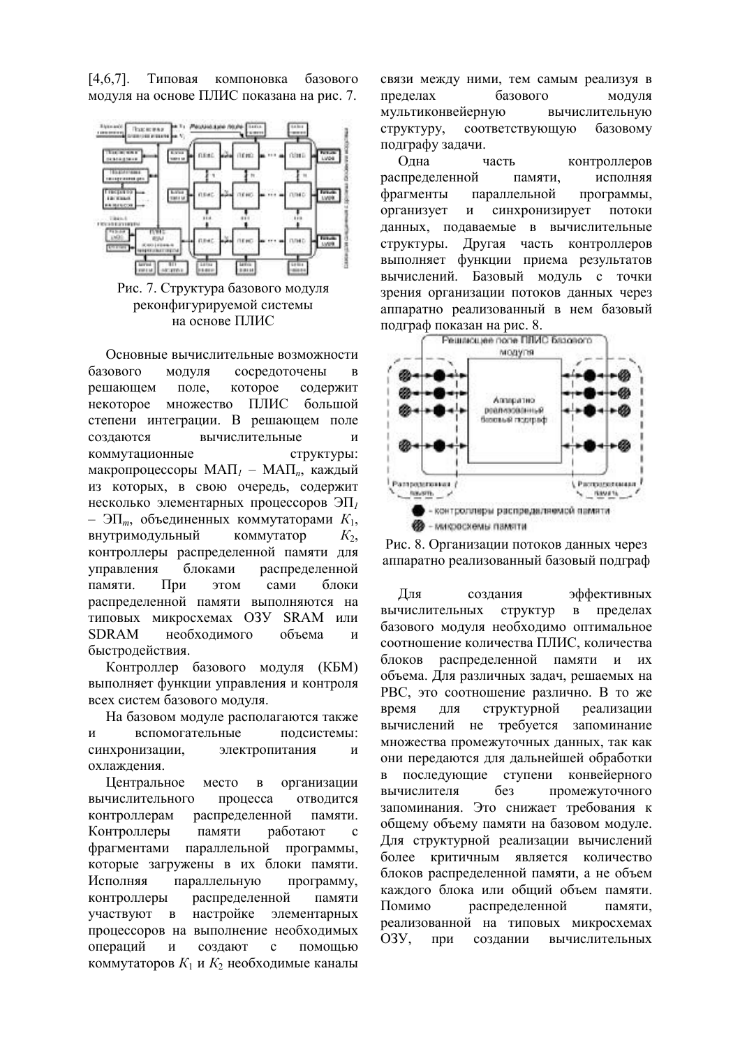[4,6,7]. Типовая компоновка базового модуля на основе ПЛИС показана на рис. 7.

Рис. 7. Структура базового модуля реконфигурируемой системы на основе ПЛИС

Основные вычислительные возможности базового модуля сосредоточены в решающем поле, которое содержит некоторое множество ПЛИС большой степени интеграции. В решающем поле создаются вычислительные и коммутационные структуры: макропроцессоры МАП$_1$ – МАП$_n$, каждый из которых, в свою очередь, содержит несколько элементарных процессоров ЭП$_1$ – ЭП$_m$, объединенных коммутаторами $K_1$, внутримодульный коммутатор $K_2$, контроллеры распределенной памяти для управления блоками распределенной памяти. При этом сами блоки распределенной памяти выполняются на типовых микросхемах ОЗУ SRAM или SDRAM необходимого объема и быстродействия.

Контроллер базового модуля (КБМ) выполняет функции управления и контроля всех систем базового модуля.

На базовом модуле располагаются также и вспомогательные подсистемы: синхронизации, электропитания и охлаждения.

Центральное место в организации вычислительного процесса отводится контроллерам распределенной памяти. Контроллеры памяти работают с фрагментами параллельной программы, которые загружены в их блоки памяти. Исполняя параллельную программу, контроллеры распределенной памяти участвуют в настройке элементарных процессоров на выполнение необходимых операций и создают с помощью коммутаторов $K_1$ и $K_2$ необходимые каналы связи между ними, тем самым реализуя в пределах базового модуля мультиконвейерную вычислительную структуру, соответствующую базовому подграфу задачи.

Одна часть контроллеров распределенной памяти, исполняя фрагменты параллельной программы, организует и синхронизирует потоки данных, подаваемые в вычислительные структуры. Другая часть контроллеров выполняет функции приема результатов вычислений. Базовый модуль с точки зрения организации потоков данных через аппаратно реализованный в нем базовый подграф показан на рис. 8.

Рис. 8. Организации потоков данных через аппаратно реализованный базовый подграф

Для создания эффективных вычислительных структур в пределах базового модуля необходимо оптимальное соотношение количества ПЛИС, количества блоков распределенной памяти и их объема. Для различных задач, решаемых на РВС, это соотношение различно. В то же время для структурной реализации вычислений не требуется запоминание множества промежуточных данных, так как они передаются для дальнейшей обработки в последующие ступени конвейерного вычислителя без промежуточного запоминания. Это снижает требования к общему объему памяти на базовом модуле. Для структурной реализации вычислений более критичным является количество блоков распределенной памяти, а не объем каждого блока или общий объем памяти. Помимо распределенной памяти, реализованной на типовых микросхемах ОЗУ, при создании вычислительных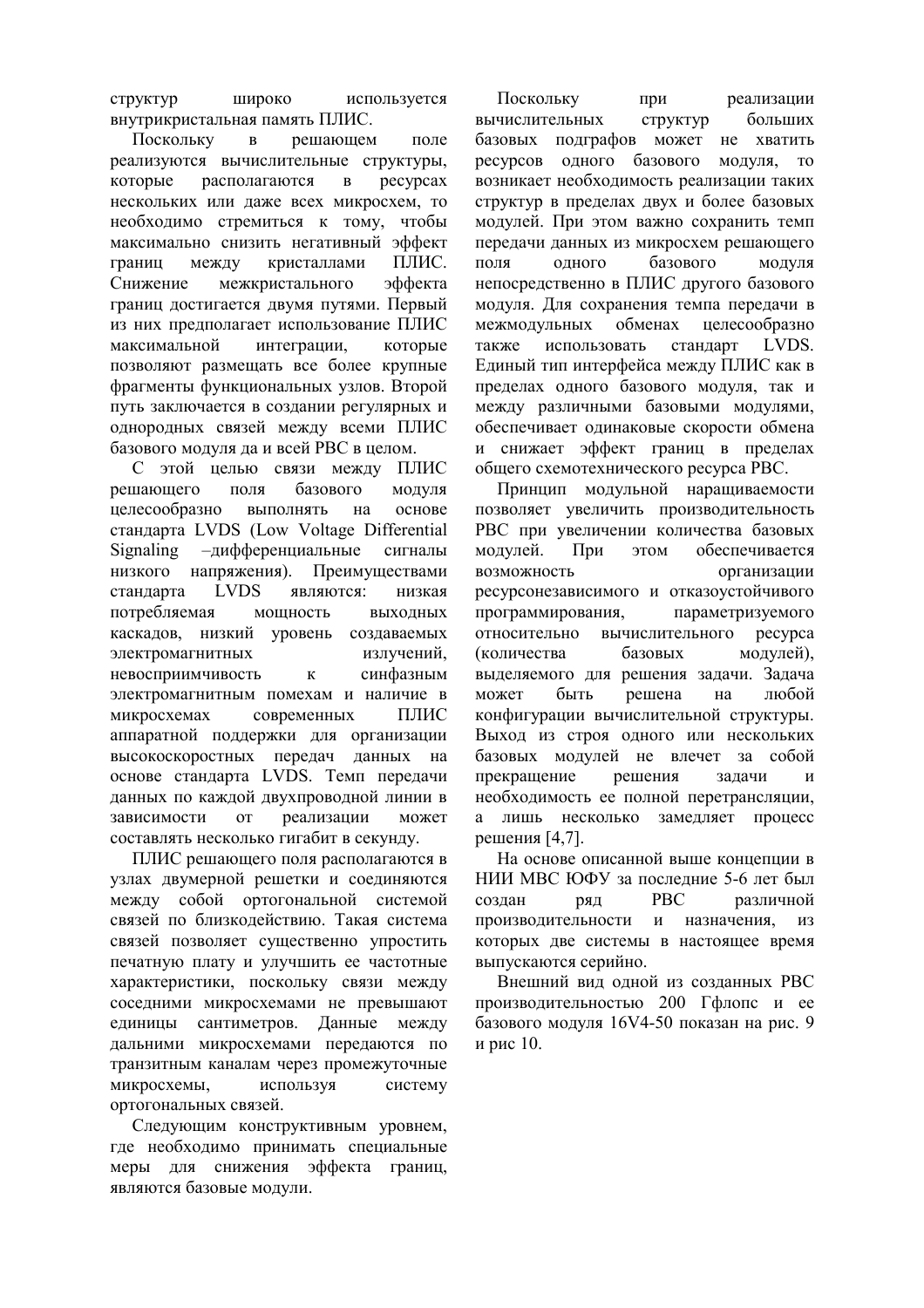структур широко используется внутрикристальная память ПЛИС.

Поскольку в решающем поле реализуются вычислительные структуры, которые располагаются в ресурсах нескольких или даже всех микросхем, то необходимо стремиться к тому, чтобы максимально снизить негативный эффект границ между кристаллами ПЛИС. Снижение межкристального эффекта границ достигается двумя путями. Первый из них предполагает использование ПЛИС максимальной интеграции, которые позволяют размещать все более крупные фрагменты функциональных узлов. Второй путь заключается в создании регулярных и однородных связей между всеми ПЛИС базового модуля да и всей РВС в целом.

С этой целью связи между ПЛИС решающего поля базового модуля целесообразно выполнять на основе стандарта LVDS (Low Voltage Differential Signaling –дифференциальные сигналы низкого напряжения). Преимуществами стандарта LVDS являются: низкая потребляемая мощность выходных каскадов, низкий уровень создаваемых электромагнитных излучений, невосприимчивость к синфазным электромагнитным помехам и наличие в микросхемах современных ПЛИС аппаратной поддержки для организации высокоскоростных передач данных на основе стандарта LVDS. Темп передачи данных по каждой двухпроводной линии в зависимости от реализации может составлять несколько гигабит в секунду.

ПЛИС решающего поля располагаются в узлах двумерной решетки и соединяются между собой ортогональной системой связей по близкодействию. Такая система связей позволяет существенно упростить печатную плату и улучшить ее частотные характеристики, поскольку связи между соседними микросхемами не превышают единицы сантиметров. Данные между дальними микросхемами передаются по транзитным каналам через промежуточные микросхемы, используя систему ортогональных связей.

Следующим конструктивным уровнем, где необходимо принимать специальные меры для снижения эффекта границ, являются базовые модули.

Поскольку при реализации вычислительных структур больших базовых подграфов может не хватить ресурсов одного базового модуля, то возникает необходимость реализации таких структур в пределах двух и более базовых модулей. При этом важно сохранить темп передачи данных из микросхем решающего поля одного базового модуля непосредственно в ПЛИС другого базового модуля. Для сохранения темпа передачи в межмодульных обменах целесообразно также использовать стандарт LVDS. Единый тип интерфейса между ПЛИС как в пределах одного базового модуля, так и между различными базовыми модулями, обеспечивает одинаковые скорости обмена и снижает эффект границ в пределах общего схемотехнического ресурса РВС.

Принцип модульной наращиваемости позволяет увеличить производительность РВС при увеличении количества базовых модулей. При этом обеспечивается возможность организации ресурсонезависимого и отказоустойчивого программирования, параметризуемого относительно вычислительного ресурса (количества базовых модулей), выделяемого для решения задачи. Задача может быть решена на любой конфигурации вычислительной структуры. Выход из строя одного или нескольких базовых модулей не влечет за собой прекращение решения задачи и необходимость ее полной перетрансляции, а лишь несколько замедляет процесс решения [4,7].

На основе описанной выше концепции в НИИ МВС ЮФУ за последние 5-6 лет был создан ряд РВС различной производительности и назначения, из которых две системы в настоящее время выпускаются серийно.

Внешний вид одной из созданных РВС производительностью 200 Гфлопс и ее базового модуля 16V4-50 показан на рис. 9 и рис 10.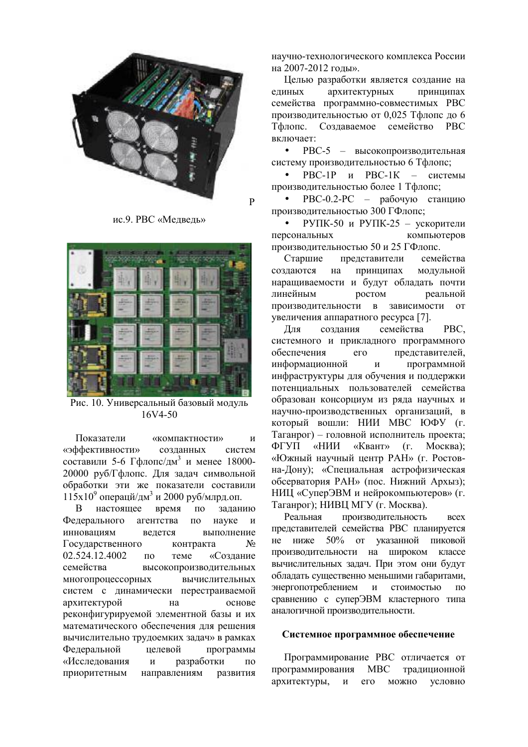Рис.9. РВС «Медведь»

Рис. 10. Универсальный базовый модуль 16V4-50

Показатели «компактности» и «эффективности» созданных систем составили 5-6 Гфлопс/дм$^3$ и менее 18000-20000 руб/Гфлопс. Для задач символьной обработки эти же показатели составили 115х10$^9$ операцй/дм$^3$ и 2000 руб/млрд.оп.

В настоящее время по заданию Федерального агентства по науке и инновациям ведется выполнение Государственного контракта № 02.524.12.4002 по теме «Создание семейства высокопроизводительных многопроцессорных вычислительных систем с динамически перестраиваемой архитектурой на основе реконфигурируемой элементной базы и их математического обеспечения для решения вычислительно трудоемких задач» в рамках Федеральной целевой программы «Исследования и разработки по приоритетным направлениям развития научно-технологического комплекса России на 2007-2012 годы».

Целью разработки является создание на единых архитектурных принципах семейства программно-совместимых РВС производительностью от 0,025 Тфлопс до 6 Тфлопс. Создаваемое семейство РВС включает:

- РВС-5 – высокопроизводительная систему производительностью 6 Тфлопс;
- РВС-1Р и РВС-1К – системы производительностью более 1 Тфлопс;
- РВС-0.2-РС – рабочую станцию производительностью 300 ГФлопс;
- РУПК-50 и РУПК-25 – ускорители персональных компьютеров производительностью 50 и 25 ГФлопс.

Старшие представители семейства создаются на принципах модульной наращиваемости и будут обладать почти линейным ростом реальной производительности в зависимости от увеличения аппаратного ресурса [7].

Для создания семейства РВС, системного и прикладного программного обеспечения его представителей, информационной и программной инфраструктуры для обучения и поддержки потенциальных пользователей семейства образован консорциум из ряда научных и научно-производственных организаций, в который вошли: НИИ МВС ЮФУ (г. Таганрог) – головной исполнитель проекта; ФГУП «НИИ «Квант» (г. Москва); «Южный научный центр РАН» (г. Ростов-на-Дону); «Специальная астрофизическая обсерватория РАН» (пос. Нижний Архыз); НИЦ «СуперЭВМ и нейрокомпьютеров» (г. Таганрог); НИВЦ МГУ (г. Москва).

Реальная производительность всех представителей семейства РВС планируется не ниже 50% от указанной пиковой производительности на широком классе вычислительных задач. При этом они будут обладать существенно меньшими габаритами, энергопотреблением и стоимостью по сравнению с суперЭВМ кластерного типа аналогичной производительности.

## Системное программное обеспечение

Программирование РВС отличается от программирования МВС традиционной архитектуры, и его можно условно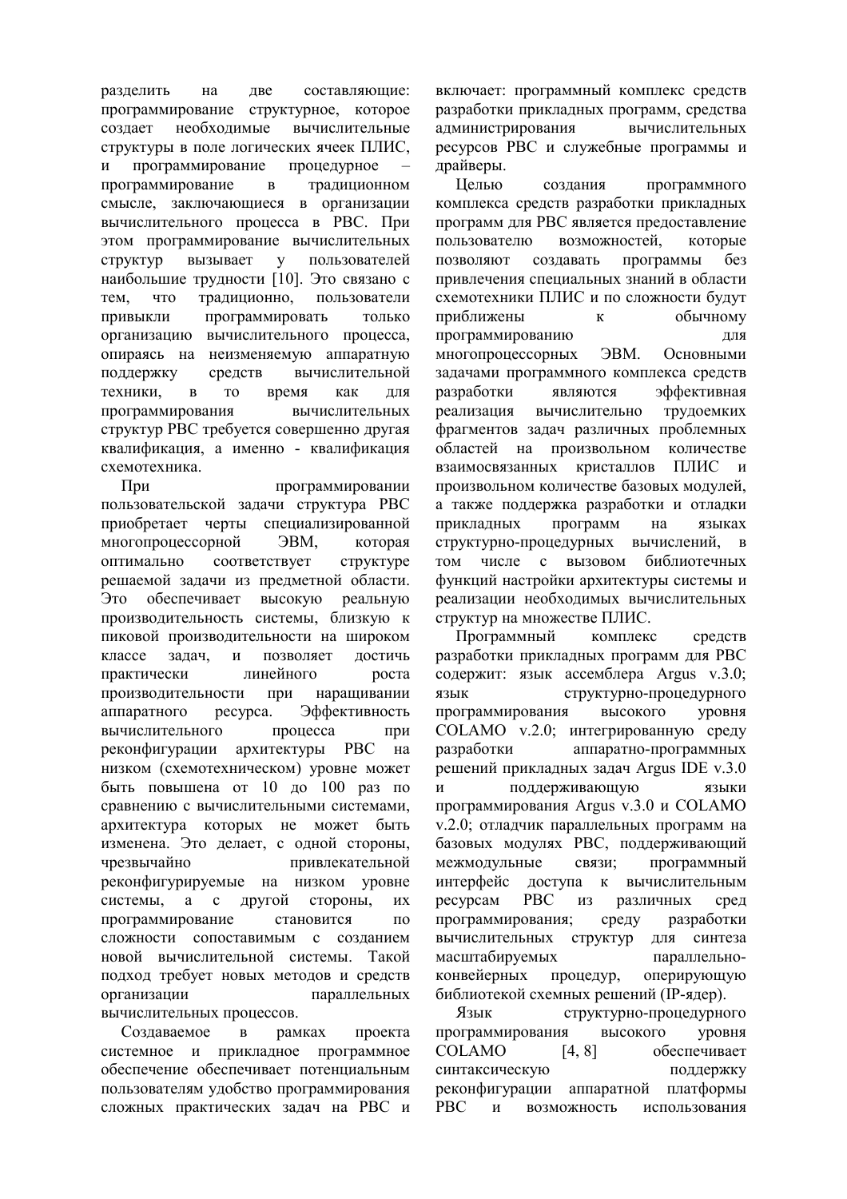разделить на две составляющие: программирование структурное, которое создает необходимые вычислительные структуры в поле логических ячеек ПЛИС, и программирование процедурное – программирование в традиционном смысле, заключающиеся в организации вычислительного процесса в РВС. При этом программирование вычислительных структур вызывает у пользователей наибольшие трудности [10]. Это связано с тем, что традиционно, пользователи привыкли программировать только организацию вычислительного процесса, опираясь на неизменяемую аппаратную поддержку средств вычислительной техники, в то время как для программирования вычислительных структур РВС требуется совершенно другая квалификация, а именно - квалификация схемотехника.

При программировании пользовательской задачи структура РВС приобретает черты специализированной многопроцессорной ЭВМ, которая оптимально соответствует структуре решаемой задачи из предметной области. Это обеспечивает высокую реальную производительность системы, близкую к пиковой производительности на широком классе задач, и позволяет достичь практически линейного роста производительности при наращивании аппаратного ресурса. Эффективность вычислительного процесса при реконфигурации архитектуры РВС на низком (схемотехническом) уровне может быть повышена от 10 до 100 раз по сравнению с вычислительными системами, архитектура которых не может быть изменена. Это делает, с одной стороны, чрезвычайно привлекательной реконфигурируемые на низком уровне системы, а с другой стороны, их программирование становится по сложности сопоставимым с созданием новой вычислительной системы. Такой подход требует новых методов и средств организации параллельных вычислительных процессов.

Создаваемое в рамках проекта системное и прикладное программное обеспечение обеспечивает потенциальным пользователям удобство программирования сложных практических задач на РВС и включает: программный комплекс средств разработки прикладных программ, средства администрирования вычислительных ресурсов РВС и служебные программы и драйверы.

Целью создания программного комплекса средств разработки прикладных программ для РВС является предоставление пользователю возможностей, которые позволяют создавать программы без привлечения специальных знаний в области схемотехники ПЛИС и по сложности будут приближены к обычному программированию для многопроцессорных ЭВМ. Основными задачами программного комплекса средств разработки являются эффективная реализация вычислительно трудоемких фрагментов задач различных проблемных областей на произвольном количестве взаимосвязанных кристаллов ПЛИС и произвольном количестве базовых модулей, а также поддержка разработки и отладки прикладных программ на языках структурно-процедурных вычислений, в том числе с вызовом библиотечных функций настройки архитектуры системы и реализации необходимых вычислительных структур на множестве ПЛИС.

Программный комплекс средств разработки прикладных программ для РВС содержит: язык ассемблера Argus v.3.0; язык структурно-процедурного программирования высокого уровня COLAMO v.2.0; интегрированную среду разработки аппаратно-программных решений прикладных задач Argus IDE v.3.0 и поддерживающую языки программирования Argus v.3.0 и COLAMO v.2.0; отладчик параллельных программ на базовых модулях РВС, поддерживающий межмодульные связи; программный интерфейс доступа к вычислительным ресурсам РВС из различных сред программирования; среду разработки вычислительных структур для синтеза масштабируемых параллельно-конвейерных процедур, оперирующую библиотекой схемных решений (IP-ядер).

Язык структурно-процедурного программирования высокого уровня COLAMO [4, 8] обеспечивает синтаксическую поддержку реконфигурации аппаратной платформы РВС и возможность использования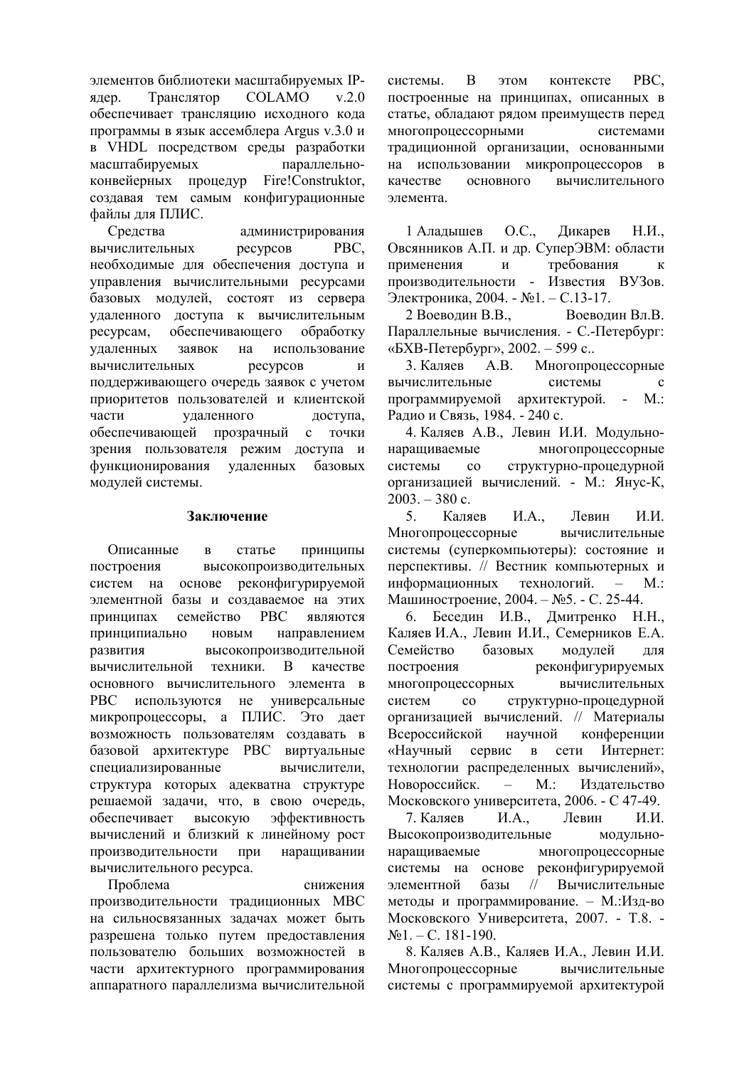элементов библиотеки масштабируемых IP-ядер. Транслятор COLAMO v.2.0 обеспечивает трансляцию исходного кода программы в язык ассемблера Argus v.3.0 и в VHDL посредством среды разработки масштабируемых параллельно-конвейерных процедур Fire!Construktor, создавая тем самым конфигурационные файлы для ПЛИС.

Средства администрирования вычислительных ресурсов РВС, необходимые для обеспечения доступа и управления вычислительными ресурсами базовых модулей, состоят из сервера удаленного доступа к вычислительным ресурсам, обеспечивающего обработку удаленных заявок на использование вычислительных ресурсов и поддерживающего очередь заявок с учетом приоритетов пользователей и клиентской части удаленного доступа, обеспечивающей прозрачный с точки зрения пользователя режим доступа и функционирования удаленных базовых модулей системы.

## Заключение

Описанные в статье принципы построения высокопроизводительных систем на основе реконфигурируемой элементной базы и создаваемое на этих принципах семейство РВС являются принципиально новым направлением развития высокопроизводительной вычислительной техники. В качестве основного вычислительного элемента в РВС используются не универсальные микропроцессоры, а ПЛИС. Это дает возможность пользователям создавать в базовой архитектуре РВС виртуальные специализированные вычислители, структура которых адекватна структуре решаемой задачи, что, в свою очередь, обеспечивает высокую эффективность вычислений и близкий к линейному рост производительности при наращивании вычислительного ресурса.

Проблема снижения производительности традиционных МВС на сильносвязанных задачах может быть разрешена только путем предоставления пользователю больших возможностей в части архитектурного программирования аппаратного параллелизма вычислительной системы. В этом контексте РВС, построенные на принципах, описанных в статье, обладают рядом преимуществ перед многопроцессорными системами традиционной организации, основанными на использовании микропроцессоров в качестве основного вычислительного элемента.

1 Аладышев О.С., Дикарев Н.И., Овсянников А.П. и др. СуперЭВМ: области применения и требования к производительности - Известия ВУЗов. Электроника, 2004. - №1. – С.13-17.

2 Воеводин В.В., Воеводин Вл.В. Параллельные вычисления. - С.-Петербург: «БХВ-Петербург», 2002. – 599 с..

3. Каляев А.В. Многопроцессорные вычислительные системы с программируемой архитектурой. - М.: Радио и Связь, 1984. - 240 с.

4. Каляев А.В., Левин И.И. Модульно-наращиваемые многопроцессорные системы со структурно-процедурной организацией вычислений. - М.: Янус-К, 2003. – 380 с.

5. Каляев И.А., Левин И.И. Многопроцессорные вычислительные системы (суперкомпьютеры): состояние и перспективы. // Вестник компьютерных и информационных технологий. – М.: Машиностроение, 2004. – №5. - С. 25-44.

6. Беседин И.В., Дмитренко Н.Н., Каляев И.А., Левин И.И., Семерников Е.А. Семейство базовых модулей для построения реконфигурируемых многопроцессорных вычислительных систем со структурно-процедурной организацией вычислений. // Материалы Всероссийской научной конференции «Научный сервис в сети Интернет: технологии распределенных вычислений», Новороссийск. – М.: Издательство Московского университета, 2006. - С 47-49.

7. Каляев И.А., Левин И.И. Высокопроизводительные модульно-наращиваемые многопроцессорные системы на основе реконфигурируемой элементной базы // Вычислительные методы и программирование. – М.:Изд-во Московского Университета, 2007. - Т.8. - №1. – С. 181-190.

8. Каляев А.В., Каляев И.А., Левин И.И. Многопроцессорные вычислительные системы с программируемой архитектурой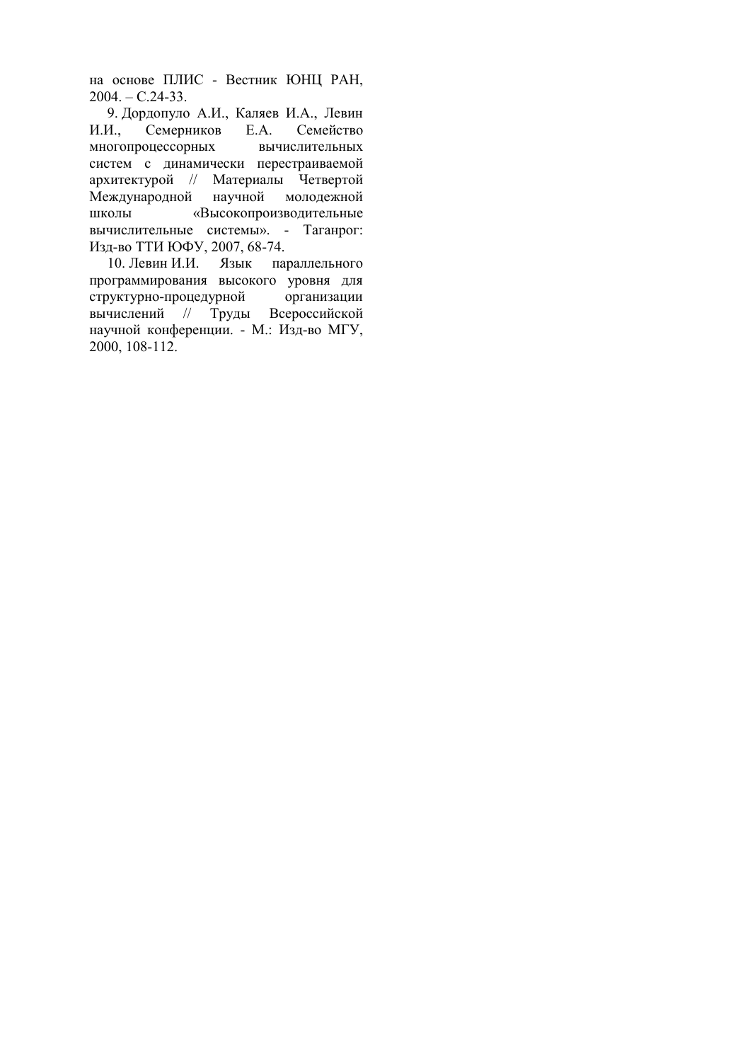на основе ПЛИС - Вестник ЮНЦ РАН, 2004. – С.24-33.

9. Дордопуло А.И., Каляев И.А., Левин И.И., Семерников Е.А. Семейство многопроцессорных вычислительных систем с динамически перестраиваемой архитектурой // Материалы Четвертой Международной научной молодежной школы «Высокопроизводительные вычислительные системы». - Таганрог: Изд-во ТТИ ЮФУ, 2007, 68-74.

10. Левин И.И. Язык параллельного программирования высокого уровня для структурно-процедурной организации вычислений // Труды Всероссийской научной конференции. - М.: Изд-во МГУ, 2000, 108-112.